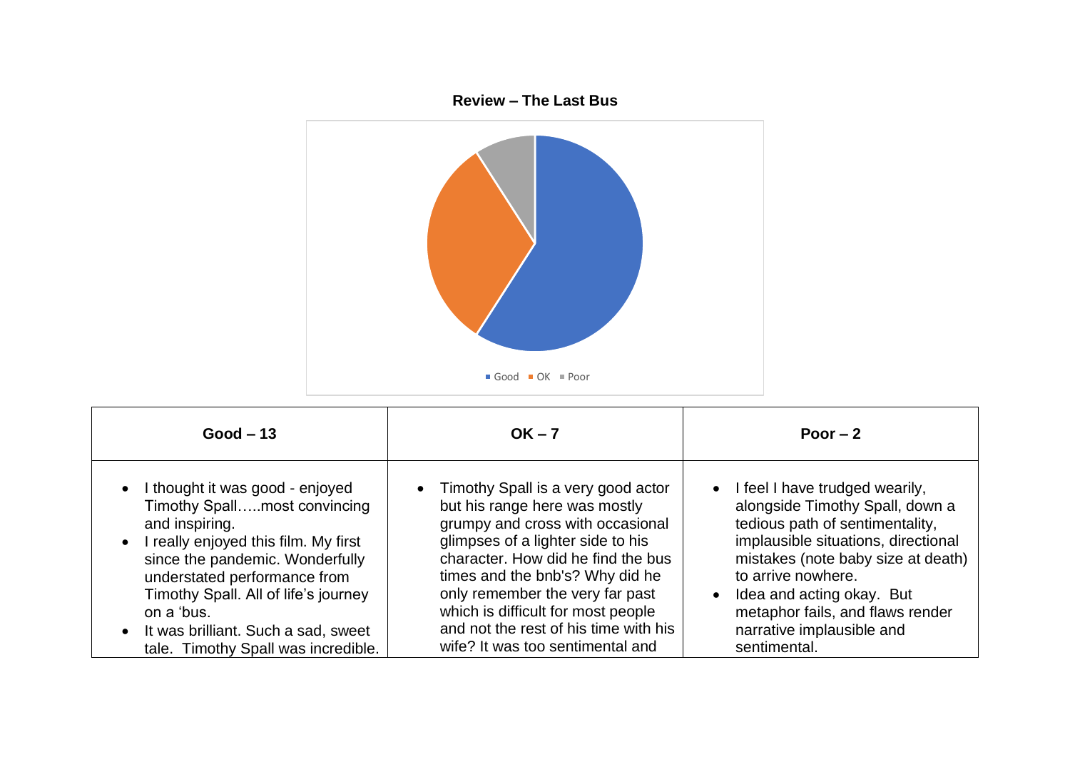**Review – The Last Bus**

Good ▪ OK ▪ Poor

| Good – 13 | OK – 7 | Poor – 2 |
|---|---|---|
| • I thought it was good - enjoyed Timothy Spall…..most convincing and inspiring.<br>• I really enjoyed this film. My first since the pandemic. Wonderfully understated performance from Timothy Spall. All of life's journey on a 'bus.<br>• It was brilliant. Such a sad, sweet tale. Timothy Spall was incredible. | • Timothy Spall is a very good actor but his range here was mostly grumpy and cross with occasional glimpses of a lighter side to his character. How did he find the bus times and the bnb's? Why did he only remember the very far past which is difficult for most people and not the rest of his time with his wife? It was too sentimental and | • I feel I have trudged wearily, alongside Timothy Spall, down a tedious path of sentimentality, implausible situations, directional mistakes (note baby size at death) to arrive nowhere.<br>• Idea and acting okay. But metaphor fails, and flaws render narrative implausible and sentimental. |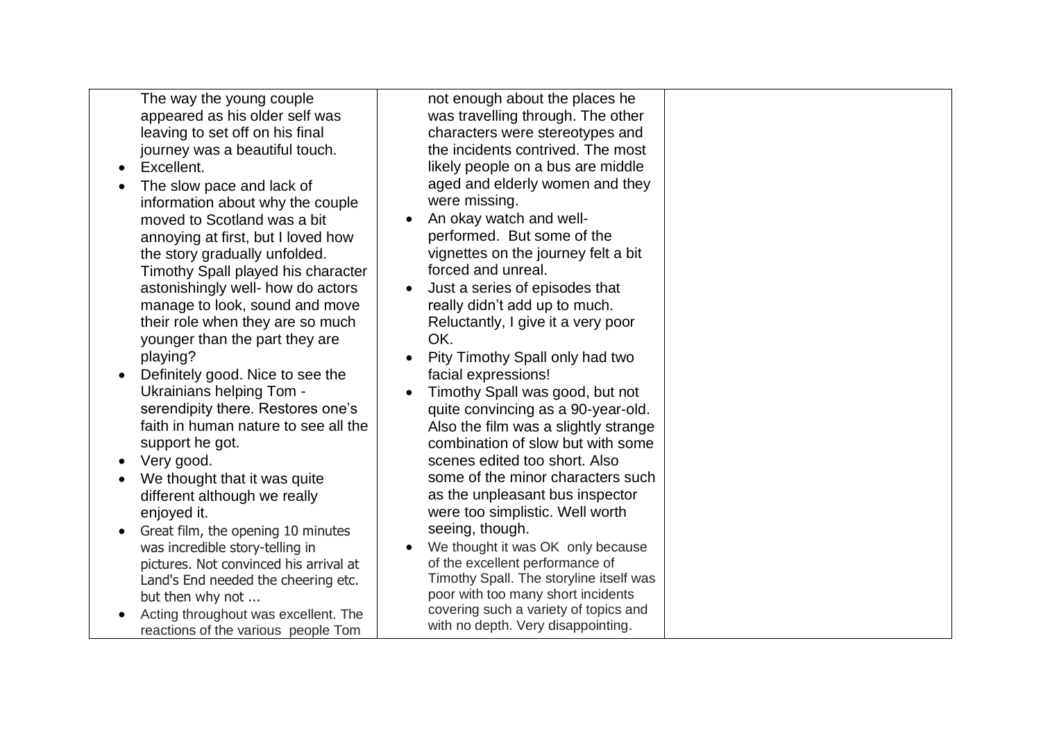| | | |
|---|---|---|
| The way the young couple appeared as his older self was leaving to set off on his final journey was a beautiful touch.<br>• Excellent.<br>• The slow pace and lack of information about why the couple moved to Scotland was a bit annoying at first, but I loved how the story gradually unfolded. Timothy Spall played his character astonishingly well- how do actors manage to look, sound and move their role when they are so much younger than the part they are playing?<br>• Definitely good. Nice to see the Ukrainians helping Tom - serendipity there. Restores one's faith in human nature to see all the support he got.<br>• Very good.<br>• We thought that it was quite different although we really enjoyed it.<br>• Great film, the opening 10 minutes was incredible story-telling in pictures. Not convinced his arrival at Land's End needed the cheering etc. but then why not ...<br>• Acting throughout was excellent. The reactions of the various people Tom | not enough about the places he was travelling through. The other characters were stereotypes and the incidents contrived. The most likely people on a bus are middle aged and elderly women and they were missing.<br>• An okay watch and well-performed. But some of the vignettes on the journey felt a bit forced and unreal.<br>• Just a series of episodes that really didn't add up to much. Reluctantly, I give it a very poor OK.<br>• Pity Timothy Spall only had two facial expressions!<br>• Timothy Spall was good, but not quite convincing as a 90-year-old. Also the film was a slightly strange combination of slow but with some scenes edited too short. Also some of the minor characters such as the unpleasant bus inspector were too simplistic. Well worth seeing, though.<br>• We thought it was OK only because of the excellent performance of Timothy Spall. The storyline itself was poor with too many short incidents covering such a variety of topics and with no depth. Very disappointing. | |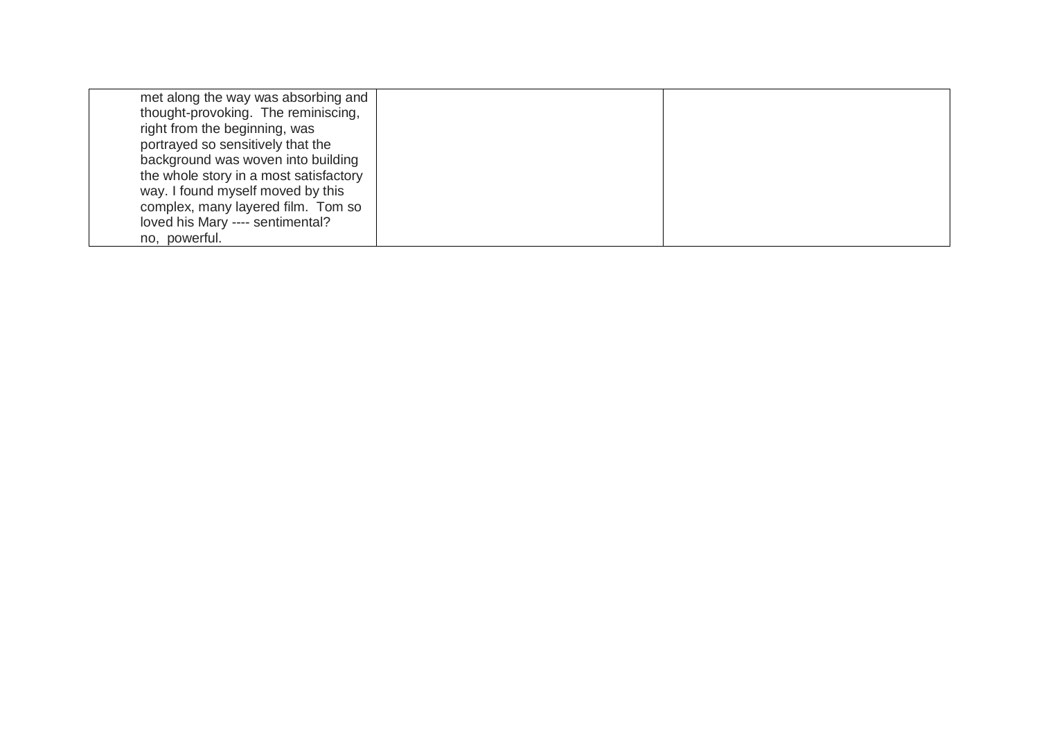| | | |
|---|---|---|
| met along the way was absorbing and thought-provoking. The reminiscing, right from the beginning, was portrayed so sensitively that the background was woven into building the whole story in a most satisfactory way. I found myself moved by this complex, many layered film. Tom so loved his Mary ---- sentimental? no, powerful. | | |